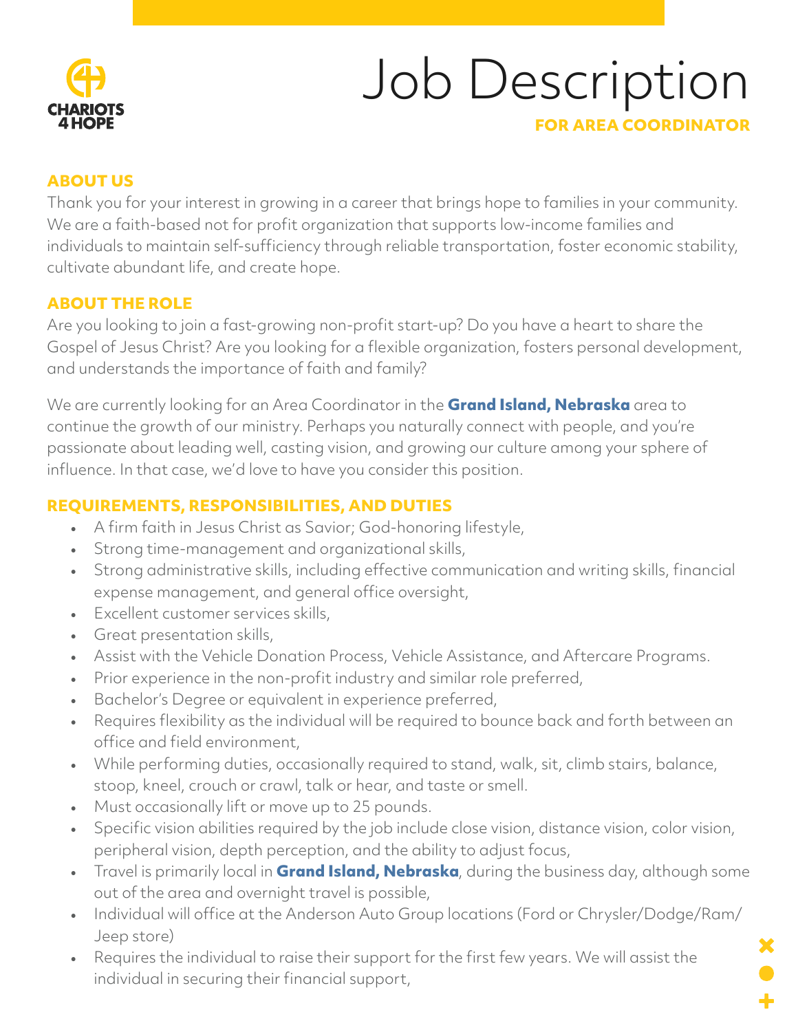CHARIOTS 4 HOPE

# Job Description

**FOR AREA COORDINATOR**

## ABOUT US

Thank you for your interest in growing in a career that brings hope to families in your community. We are a faith-based not for profit organization that supports low-income families and individuals to maintain self-sufficiency through reliable transportation, foster economic stability, cultivate abundant life, and create hope.

## ABOUT THE ROLE

Are you looking to join a fast-growing non-profit start-up? Do you have a heart to share the Gospel of Jesus Christ? Are you looking for a flexible organization, fosters personal development, and understands the importance of faith and family?

We are currently looking for an Area Coordinator in the **Grand Island, Nebraska** area to continue the growth of our ministry. Perhaps you naturally connect with people, and you're passionate about leading well, casting vision, and growing our culture among your sphere of influence. In that case, we'd love to have you consider this position.

## REQUIREMENTS, RESPONSIBILITIES, AND DUTIES

- A firm faith in Jesus Christ as Savior; God-honoring lifestyle,
- Strong time-management and organizational skills,
- Strong administrative skills, including effective communication and writing skills, financial expense management, and general office oversight,
- Excellent customer services skills,
- Great presentation skills,
- Assist with the Vehicle Donation Process, Vehicle Assistance, and Aftercare Programs.
- Prior experience in the non-profit industry and similar role preferred,
- Bachelor's Degree or equivalent in experience preferred,
- Requires flexibility as the individual will be required to bounce back and forth between an office and field environment,
- While performing duties, occasionally required to stand, walk, sit, climb stairs, balance, stoop, kneel, crouch or crawl, talk or hear, and taste or smell.
- Must occasionally lift or move up to 25 pounds.
- Specific vision abilities required by the job include close vision, distance vision, color vision, peripheral vision, depth perception, and the ability to adjust focus,
- Travel is primarily local in **Grand Island, Nebraska**, during the business day, although some out of the area and overnight travel is possible,
- Individual will office at the Anderson Auto Group locations (Ford or Chrysler/Dodge/Ram/Jeep store)
- Requires the individual to raise their support for the first few years. We will assist the individual in securing their financial support,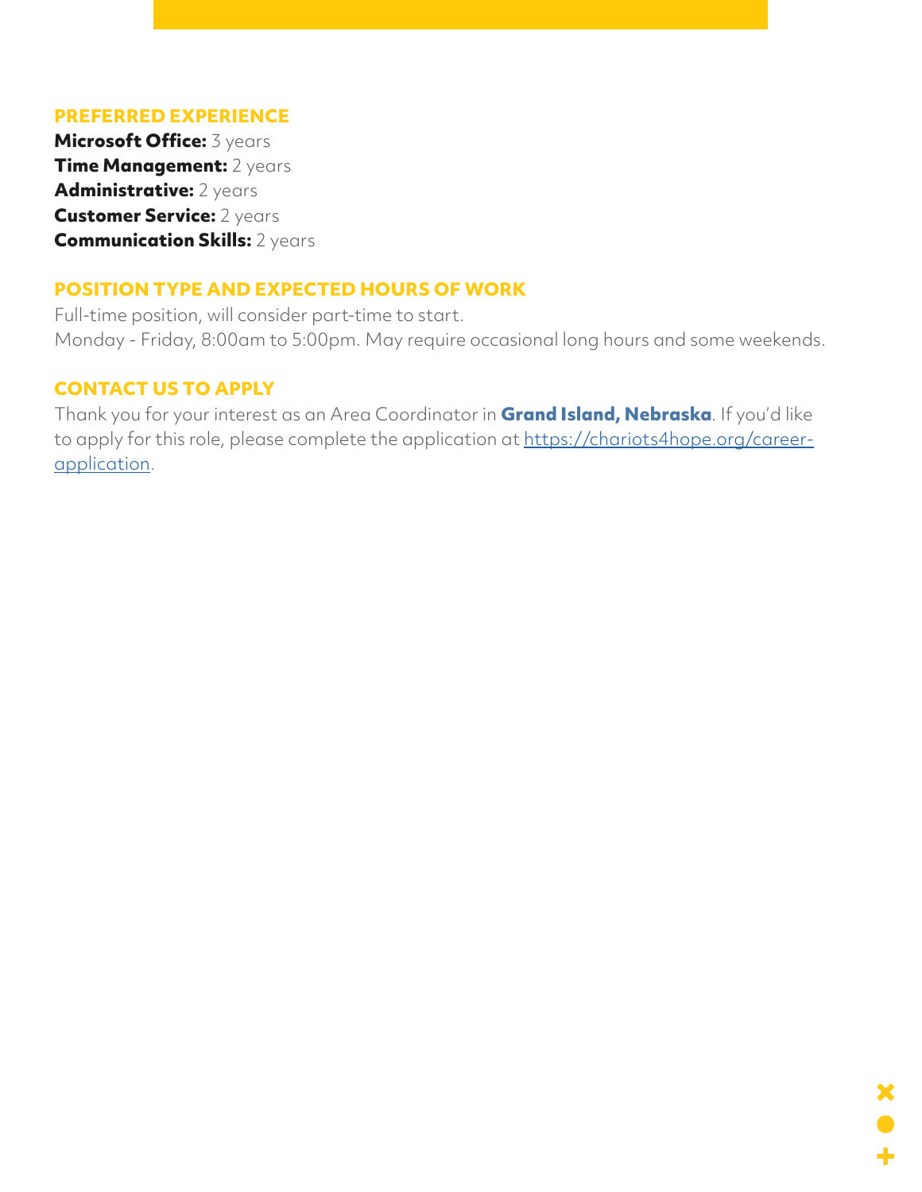## PREFERRED EXPERIENCE

**Microsoft Office:** 3 years
**Time Management:** 2 years
**Administrative:** 2 years
**Customer Service:** 2 years
**Communication Skills:** 2 years

## POSITION TYPE AND EXPECTED HOURS OF WORK

Full-time position, will consider part-time to start.
Monday - Friday, 8:00am to 5:00pm. May require occasional long hours and some weekends.

## CONTACT US TO APPLY

Thank you for your interest as an Area Coordinator in **Grand Island, Nebraska**. If you'd like to apply for this role, please complete the application at https://chariots4hope.org/career-application.